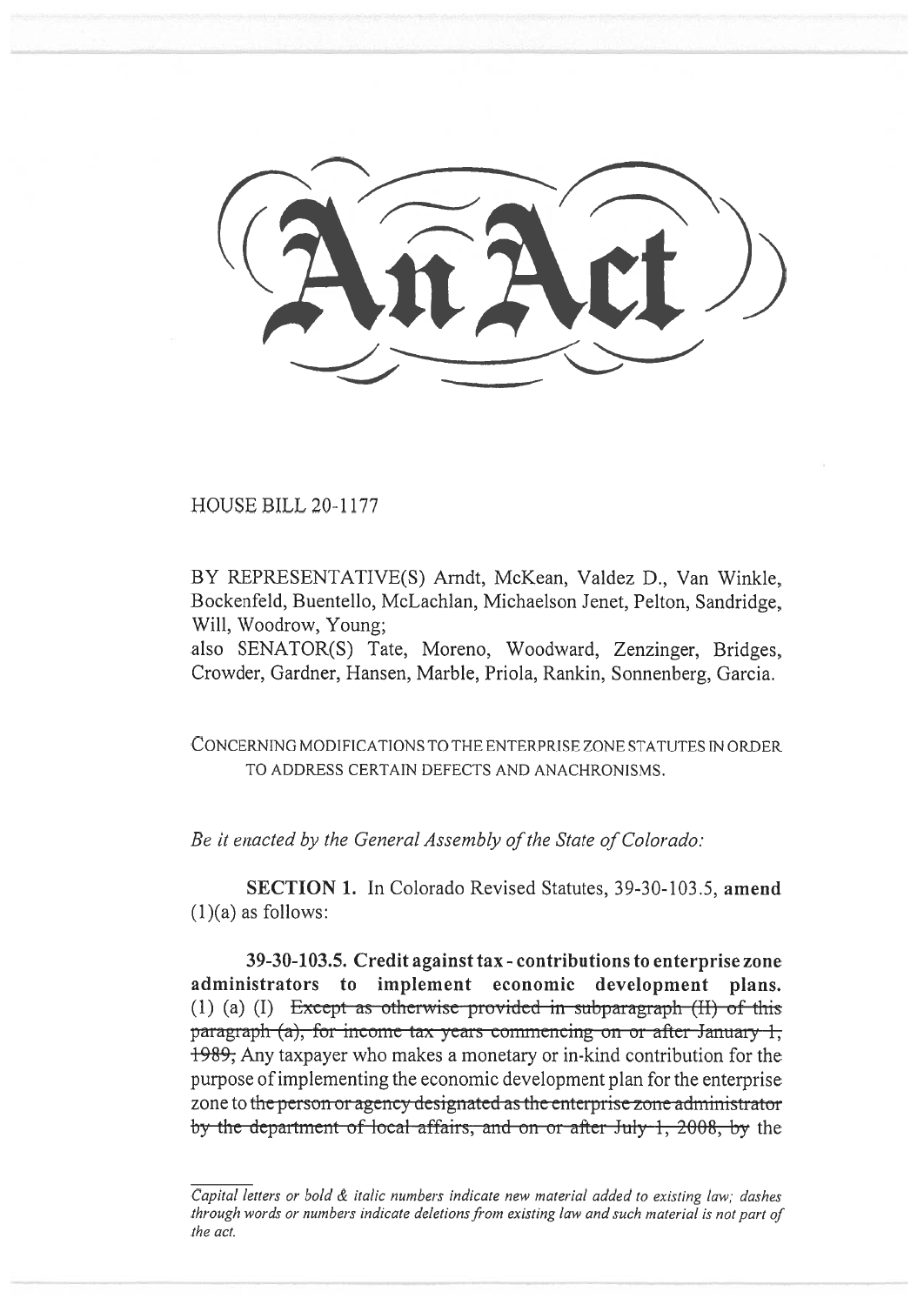# An Act

HOUSE BILL 20-1177

BY REPRESENTATIVE(S) Arndt, McKean, Valdez D., Van Winkle, Bockenfeld, Buentello, McLachlan, Michaelson Jenet, Pelton, Sandridge, Will, Woodrow, Young;
also SENATOR(S) Tate, Moreno, Woodward, Zenzinger, Bridges, Crowder, Gardner, Hansen, Marble, Priola, Rankin, Sonnenberg, Garcia.

CONCERNING MODIFICATIONS TO THE ENTERPRISE ZONE STATUTES IN ORDER TO ADDRESS CERTAIN DEFECTS AND ANACHRONISMS.

*Be it enacted by the General Assembly of the State of Colorado:*

**SECTION 1.** In Colorado Revised Statutes, 39-30-103.5, **amend** (1)(a) as follows:

**39-30-103.5. Credit against tax - contributions to enterprise zone administrators to implement economic development plans.** (1) (a) (I) ~~Except as otherwise provided in subparagraph (II) of this paragraph (a), for income tax years commencing on or after January 1, 1989,~~ Any taxpayer who makes a monetary or in-kind contribution for the purpose of implementing the economic development plan for the enterprise zone to ~~the person or agency designated as the enterprise zone administrator by the department of local affairs, and on or after July 1, 2008, by~~ the

*Capital letters or bold & italic numbers indicate new material added to existing law; dashes through words or numbers indicate deletions from existing law and such material is not part of the act.*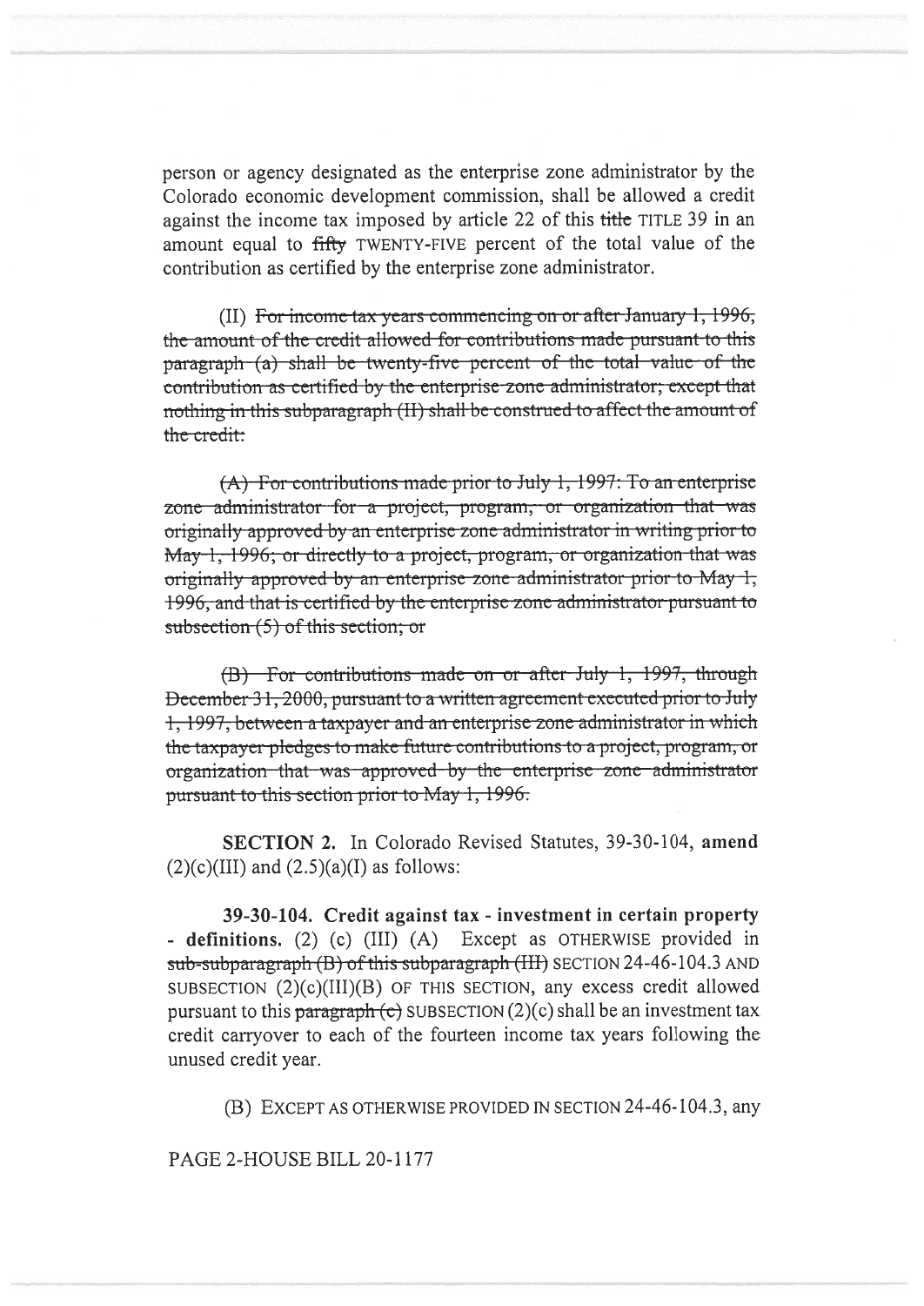person or agency designated as the enterprise zone administrator by the Colorado economic development commission, shall be allowed a credit against the income tax imposed by article 22 of this ~~title~~ TITLE 39 in an amount equal to ~~fifty~~ TWENTY-FIVE percent of the total value of the contribution as certified by the enterprise zone administrator.

(II) ~~For income tax years commencing on or after January 1, 1996, the amount of the credit allowed for contributions made pursuant to this paragraph (a) shall be twenty-five percent of the total value of the contribution as certified by the enterprise zone administrator; except that nothing in this subparagraph (II) shall be construed to affect the amount of the credit:~~

~~(A) For contributions made prior to July 1, 1997: To an enterprise zone administrator for a project, program, or organization that was originally approved by an enterprise zone administrator in writing prior to May 1, 1996; or directly to a project, program, or organization that was originally approved by an enterprise zone administrator prior to May 1, 1996, and that is certified by the enterprise zone administrator pursuant to subsection (5) of this section; or~~

~~(B) For contributions made on or after July 1, 1997, through December 31, 2000, pursuant to a written agreement executed prior to July 1, 1997, between a taxpayer and an enterprise zone administrator in which the taxpayer pledges to make future contributions to a project, program, or organization that was approved by the enterprise zone administrator pursuant to this section prior to May 1, 1996.~~

**SECTION 2.** In Colorado Revised Statutes, 39-30-104, **amend** (2)(c)(III) and (2.5)(a)(I) as follows:

**39-30-104. Credit against tax - investment in certain property - definitions.** (2) (c) (III) (A) Except as OTHERWISE provided in ~~sub-subparagraph (B) of this subparagraph (III)~~ SECTION 24-46-104.3 AND SUBSECTION (2)(c)(III)(B) OF THIS SECTION, any excess credit allowed pursuant to this ~~paragraph (c)~~ SUBSECTION (2)(c) shall be an investment tax credit carryover to each of the fourteen income tax years following the unused credit year.

(B) EXCEPT AS OTHERWISE PROVIDED IN SECTION 24-46-104.3, any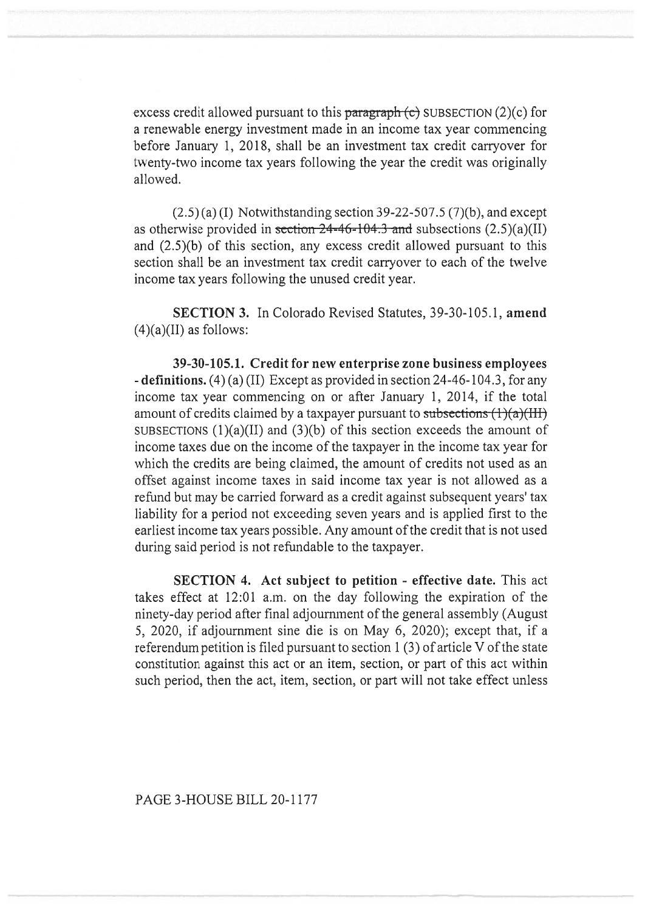excess credit allowed pursuant to this ~~paragraph (c)~~ SUBSECTION (2)(c) for a renewable energy investment made in an income tax year commencing before January 1, 2018, shall be an investment tax credit carryover for twenty-two income tax years following the year the credit was originally allowed.

(2.5) (a) (I) Notwithstanding section 39-22-507.5 (7)(b), and except as otherwise provided in ~~section 24-46-104.3 and~~ subsections (2.5)(a)(II) and (2.5)(b) of this section, any excess credit allowed pursuant to this section shall be an investment tax credit carryover to each of the twelve income tax years following the unused credit year.

**SECTION 3.** In Colorado Revised Statutes, 39-30-105.1, **amend** (4)(a)(II) as follows:

**39-30-105.1. Credit for new enterprise zone business employees - definitions.** (4) (a) (II) Except as provided in section 24-46-104.3, for any income tax year commencing on or after January 1, 2014, if the total amount of credits claimed by a taxpayer pursuant to ~~subsections (1)(a)(III)~~ SUBSECTIONS (1)(a)(II) and (3)(b) of this section exceeds the amount of income taxes due on the income of the taxpayer in the income tax year for which the credits are being claimed, the amount of credits not used as an offset against income taxes in said income tax year is not allowed as a refund but may be carried forward as a credit against subsequent years' tax liability for a period not exceeding seven years and is applied first to the earliest income tax years possible. Any amount of the credit that is not used during said period is not refundable to the taxpayer.

**SECTION 4. Act subject to petition - effective date.** This act takes effect at 12:01 a.m. on the day following the expiration of the ninety-day period after final adjournment of the general assembly (August 5, 2020, if adjournment sine die is on May 6, 2020); except that, if a referendum petition is filed pursuant to section 1 (3) of article V of the state constitution against this act or an item, section, or part of this act within such period, then the act, item, section, or part will not take effect unless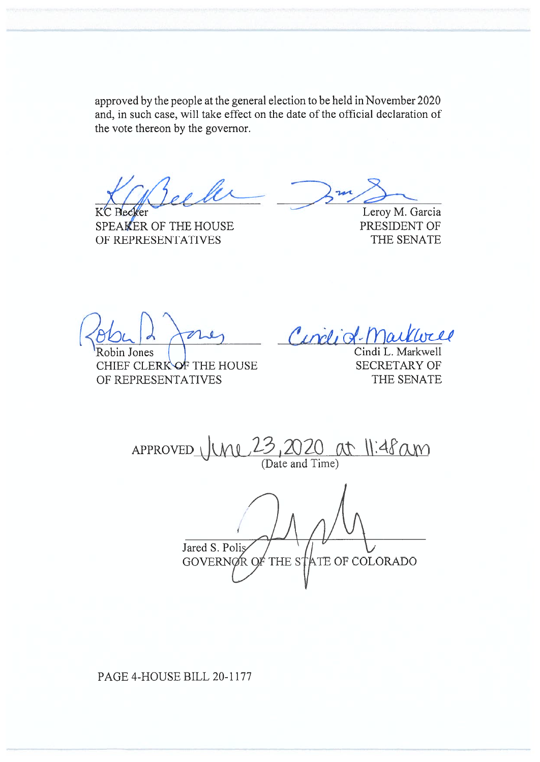approved by the people at the general election to be held in November 2020 and, in such case, will take effect on the date of the official declaration of the vote thereon by the governor.

KC Becker
SPEAKER OF THE HOUSE
OF REPRESENTATIVES

Leroy M. Garcia
PRESIDENT OF
THE SENATE

Robin Jones
CHIEF CLERK OF THE HOUSE
OF REPRESENTATIVES

Cindi L. Markwell
SECRETARY OF
THE SENATE

APPROVED June 23, 2020 at 11:48am
(Date and Time)

Jared S. Polis
GOVERNOR OF THE STATE OF COLORADO

PAGE 4-HOUSE BILL 20-1177